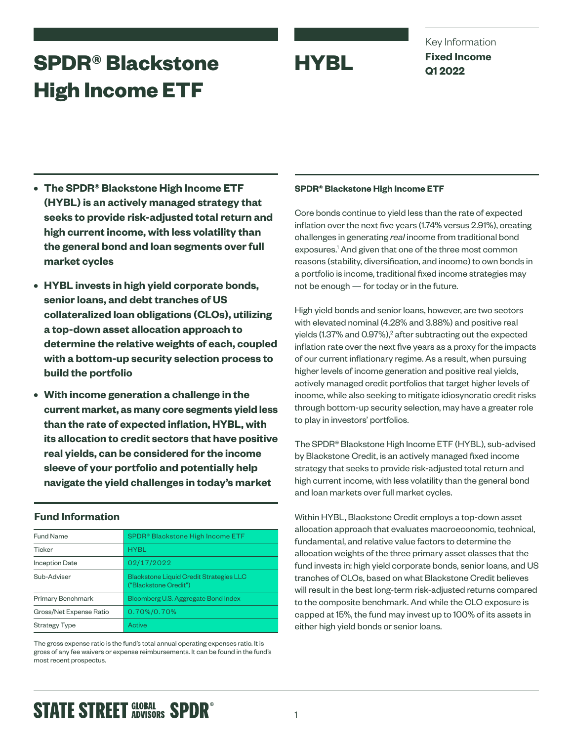# SPDR® Blackstone High Income ETF

# HYBL

Key Information
**Fixed Income**
**Q1 2022**

- **The SPDR® Blackstone High Income ETF (HYBL) is an actively managed strategy that seeks to provide risk-adjusted total return and high current income, with less volatility than the general bond and loan segments over full market cycles**
- **HYBL invests in high yield corporate bonds, senior loans, and debt tranches of US collateralized loan obligations (CLOs), utilizing a top-down asset allocation approach to determine the relative weights of each, coupled with a bottom-up security selection process to build the portfolio**
- **With income generation a challenge in the current market, as many core segments yield less than the rate of expected inflation, HYBL, with its allocation to credit sectors that have positive real yields, can be considered for the income sleeve of your portfolio and potentially help navigate the yield challenges in today's market**

## Fund Information

| Fund Name | SPDR® Blackstone High Income ETF |
|---|---|
| Ticker | HYBL |
| Inception Date | 02/17/2022 |
| Sub-Adviser | Blackstone Liquid Credit Strategies LLC ("Blackstone Credit") |
| Primary Benchmark | Bloomberg U.S. Aggregate Bond Index |
| Gross/Net Expense Ratio | 0.70%/0.70% |
| Strategy Type | Active |

The gross expense ratio is the fund's total annual operating expenses ratio. It is gross of any fee waivers or expense reimbursements. It can be found in the fund's most recent prospectus.

### SPDR® Blackstone High Income ETF

Core bonds continue to yield less than the rate of expected inflation over the next five years (1.74% versus 2.91%), creating challenges in generating *real* income from traditional bond exposures.[1] And given that one of the three most common reasons (stability, diversification, and income) to own bonds in a portfolio is income, traditional fixed income strategies may not be enough — for today or in the future.

High yield bonds and senior loans, however, are two sectors with elevated nominal (4.28% and 3.88%) and positive real yields (1.37% and 0.97%),[2] after subtracting out the expected inflation rate over the next five years as a proxy for the impacts of our current inflationary regime. As a result, when pursuing higher levels of income generation and positive real yields, actively managed credit portfolios that target higher levels of income, while also seeking to mitigate idiosyncratic credit risks through bottom-up security selection, may have a greater role to play in investors' portfolios.

The SPDR® Blackstone High Income ETF (HYBL), sub-advised by Blackstone Credit, is an actively managed fixed income strategy that seeks to provide risk-adjusted total return and high current income, with less volatility than the general bond and loan markets over full market cycles.

Within HYBL, Blackstone Credit employs a top-down asset allocation approach that evaluates macroeconomic, technical, fundamental, and relative value factors to determine the allocation weights of the three primary asset classes that the fund invests in: high yield corporate bonds, senior loans, and US tranches of CLOs, based on what Blackstone Credit believes will result in the best long-term risk-adjusted returns compared to the composite benchmark. And while the CLO exposure is capped at 15%, the fund may invest up to 100% of its assets in either high yield bonds or senior loans.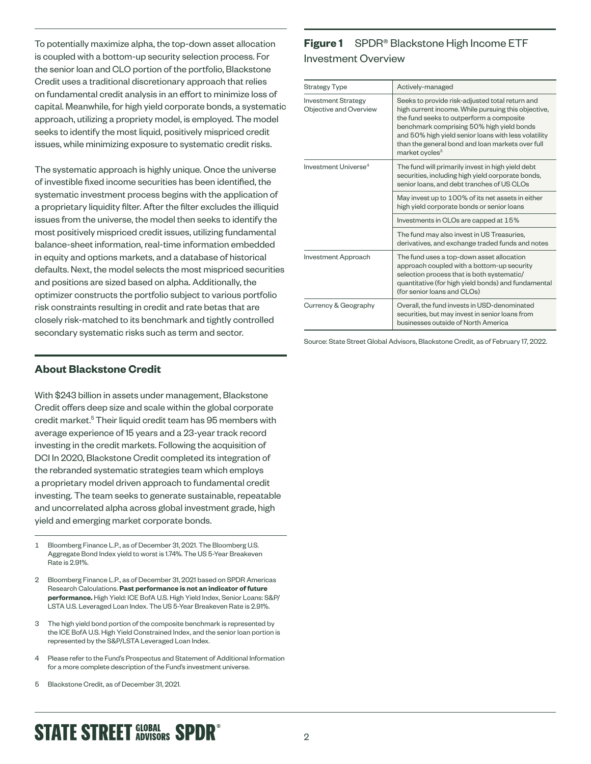To potentially maximize alpha, the top-down asset allocation is coupled with a bottom-up security selection process. For the senior loan and CLO portion of the portfolio, Blackstone Credit uses a traditional discretionary approach that relies on fundamental credit analysis in an effort to minimize loss of capital. Meanwhile, for high yield corporate bonds, a systematic approach, utilizing a propriety model, is employed. The model seeks to identify the most liquid, positively mispriced credit issues, while minimizing exposure to systematic credit risks.

The systematic approach is highly unique. Once the universe of investible fixed income securities has been identified, the systematic investment process begins with the application of a proprietary liquidity filter. After the filter excludes the illiquid issues from the universe, the model then seeks to identify the most positively mispriced credit issues, utilizing fundamental balance-sheet information, real-time information embedded in equity and options markets, and a database of historical defaults. Next, the model selects the most mispriced securities and positions are sized based on alpha. Additionally, the optimizer constructs the portfolio subject to various portfolio risk constraints resulting in credit and rate betas that are closely risk-matched to its benchmark and tightly controlled secondary systematic risks such as term and sector.

## About Blackstone Credit

With $243 billion in assets under management, Blackstone Credit offers deep size and scale within the global corporate credit market.[5] Their liquid credit team has 95 members with average experience of 15 years and a 23-year track record investing in the credit markets. Following the acquisition of DCI In 2020, Blackstone Credit completed its integration of the rebranded systematic strategies team which employs a proprietary model driven approach to fundamental credit investing. The team seeks to generate sustainable, repeatable and uncorrelated alpha across global investment grade, high yield and emerging market corporate bonds.

**Figure 1** SPDR® Blackstone High Income ETF Investment Overview

| | |
|---|---|
| Strategy Type | Actively-managed |
| Investment Strategy Objective and Overview | Seeks to provide risk-adjusted total return and high current income. While pursuing this objective, the fund seeks to outperform a composite benchmark comprising 50% high yield bonds and 50% high yield senior loans with less volatility than the general bond and loan markets over full market cycles[3] |
| Investment Universe[4] | The fund will primarily invest in high yield debt securities, including high yield corporate bonds, senior loans, and debt tranches of US CLOs |
| | May invest up to 100% of its net assets in either high yield corporate bonds or senior loans |
| | Investments in CLOs are capped at 15% |
| | The fund may also invest in US Treasuries, derivatives, and exchange traded funds and notes |
| Investment Approach | The fund uses a top-down asset allocation approach coupled with a bottom-up security selection process that is both systematic/ quantitative (for high yield bonds) and fundamental (for senior loans and CLOs) |
| Currency & Geography | Overall, the fund invests in USD-denominated securities, but may invest in senior loans from businesses outside of North America |

Source: State Street Global Advisors, Blackstone Credit, as of February 17, 2022.

1 Bloomberg Finance L.P., as of December 31, 2021. The Bloomberg U.S. Aggregate Bond Index yield to worst is 1.74%. The US 5-Year Breakeven Rate is 2.91%.

2 Bloomberg Finance L.P., as of December 31, 2021 based on SPDR Americas Research Calculations. **Past performance is not an indicator of future performance.** High Yield: ICE BofA U.S. High Yield Index, Senior Loans: S&P/ LSTA U.S. Leveraged Loan Index. The US 5-Year Breakeven Rate is 2.91%.

3 The high yield bond portion of the composite benchmark is represented by the ICE BofA U.S. High Yield Constrained Index, and the senior loan portion is represented by the S&P/LSTA Leveraged Loan Index.

4 Please refer to the Fund's Prospectus and Statement of Additional Information for a more complete description of the Fund's investment universe.

5 Blackstone Credit, as of December 31, 2021.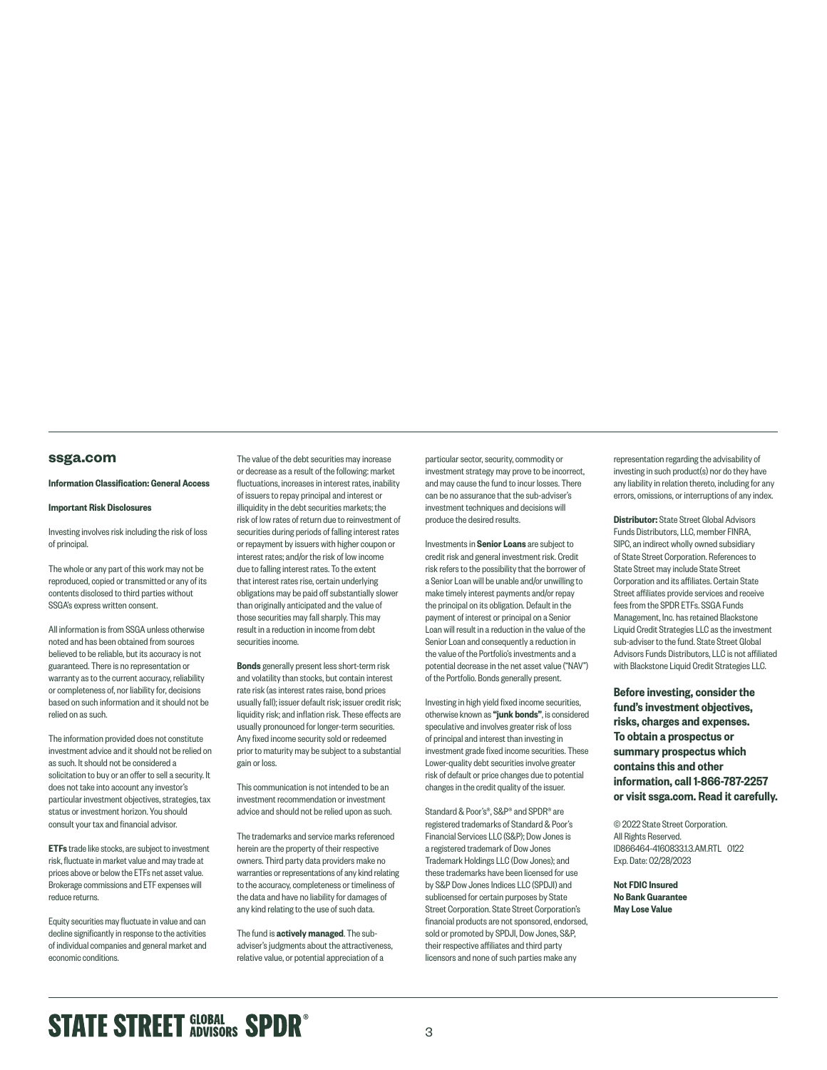**ssga.com**

**Information Classification: General Access**

**Important Risk Disclosures**

Investing involves risk including the risk of loss of principal.

The whole or any part of this work may not be reproduced, copied or transmitted or any of its contents disclosed to third parties without SSGA's express written consent.

All information is from SSGA unless otherwise noted and has been obtained from sources believed to be reliable, but its accuracy is not guaranteed. There is no representation or warranty as to the current accuracy, reliability or completeness of, nor liability for, decisions based on such information and it should not be relied on as such.

The information provided does not constitute investment advice and it should not be relied on as such. It should not be considered a solicitation to buy or an offer to sell a security. It does not take into account any investor's particular investment objectives, strategies, tax status or investment horizon. You should consult your tax and financial advisor.

**ETFs** trade like stocks, are subject to investment risk, fluctuate in market value and may trade at prices above or below the ETFs net asset value. Brokerage commissions and ETF expenses will reduce returns.

Equity securities may fluctuate in value and can decline significantly in response to the activities of individual companies and general market and economic conditions.

The value of the debt securities may increase or decrease as a result of the following: market fluctuations, increases in interest rates, inability of issuers to repay principal and interest or illiquidity in the debt securities markets; the risk of low rates of return due to reinvestment of securities during periods of falling interest rates or repayment by issuers with higher coupon or interest rates; and/or the risk of low income due to falling interest rates. To the extent that interest rates rise, certain underlying obligations may be paid off substantially slower than originally anticipated and the value of those securities may fall sharply. This may result in a reduction in income from debt securities income.

**Bonds** generally present less short-term risk and volatility than stocks, but contain interest rate risk (as interest rates raise, bond prices usually fall); issuer default risk; issuer credit risk; liquidity risk; and inflation risk. These effects are usually pronounced for longer-term securities. Any fixed income security sold or redeemed prior to maturity may be subject to a substantial gain or loss.

This communication is not intended to be an investment recommendation or investment advice and should not be relied upon as such.

The trademarks and service marks referenced herein are the property of their respective owners. Third party data providers make no warranties or representations of any kind relating to the accuracy, completeness or timeliness of the data and have no liability for damages of any kind relating to the use of such data.

The fund is **actively managed**. The sub-adviser's judgments about the attractiveness, relative value, or potential appreciation of a particular sector, security, commodity or investment strategy may prove to be incorrect, and may cause the fund to incur losses. There can be no assurance that the sub-adviser's investment techniques and decisions will produce the desired results.

Investments in **Senior Loans** are subject to credit risk and general investment risk. Credit risk refers to the possibility that the borrower of a Senior Loan will be unable and/or unwilling to make timely interest payments and/or repay the principal on its obligation. Default in the payment of interest or principal on a Senior Loan will result in a reduction in the value of the Senior Loan and consequently a reduction in the value of the Portfolio's investments and a potential decrease in the net asset value ("NAV") of the Portfolio. Bonds generally present.

Investing in high yield fixed income securities, otherwise known as **"junk bonds"**, is considered speculative and involves greater risk of loss of principal and interest than investing in investment grade fixed income securities. These Lower-quality debt securities involve greater risk of default or price changes due to potential changes in the credit quality of the issuer.

Standard & Poor's®, S&P® and SPDR® are registered trademarks of Standard & Poor's Financial Services LLC (S&P); Dow Jones is a registered trademark of Dow Jones Trademark Holdings LLC (Dow Jones); and these trademarks have been licensed for use by S&P Dow Jones Indices LLC (SPDJI) and sublicensed for certain purposes by State Street Corporation. State Street Corporation's financial products are not sponsored, endorsed, sold or promoted by SPDJI, Dow Jones, S&P, their respective affiliates and third party licensors and none of such parties make any representation regarding the advisability of investing in such product(s) nor do they have any liability in relation thereto, including for any errors, omissions, or interruptions of any index.

**Distributor:** State Street Global Advisors Funds Distributors, LLC, member FINRA, SIPC, an indirect wholly owned subsidiary of State Street Corporation. References to State Street may include State Street Corporation and its affiliates. Certain State Street affiliates provide services and receive fees from the SPDR ETFs. SSGA Funds Management, Inc. has retained Blackstone Liquid Credit Strategies LLC as the investment sub-adviser to the fund. State Street Global Advisors Funds Distributors, LLC is not affiliated with Blackstone Liquid Credit Strategies LLC.

**Before investing, consider the fund's investment objectives, risks, charges and expenses. To obtain a prospectus or summary prospectus which contains this and other information, call 1-866-787-2257 or visit ssga.com. Read it carefully.**

© 2022 State Street Corporation.
All Rights Reserved.
ID866464-4160833.1.3.AM.RTL 0122
Exp. Date: 02/28/2023

**Not FDIC Insured**
**No Bank Guarantee**
**May Lose Value**

STATE STREET GLOBAL ADVISORS SPDR®